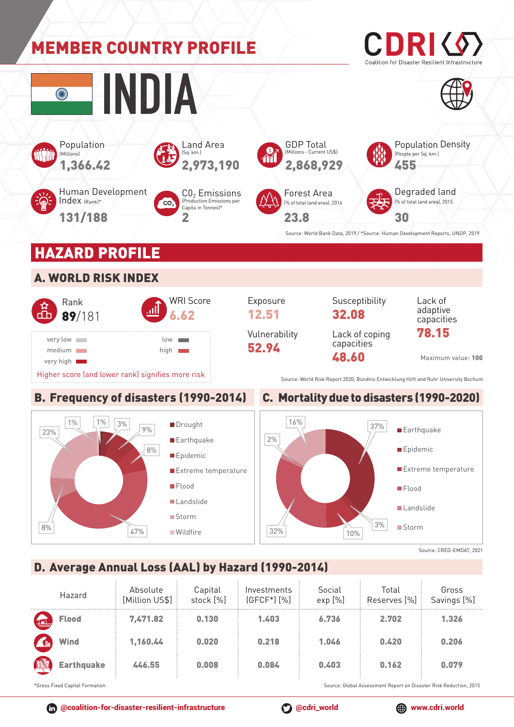# MEMBER COUNTRY PROFILE

CDRI
Coalition for Disaster Resilient Infrastructure

# INDIA

**Population** (Millions)
**1,366.42**

**Land Area** (Sq. km.)
**2,973,190**

**GDP Total** (Millions - Current US$)
**2,868,929**

**Population Density** (People per Sq. km.)
**455**

**Human Development Index** (Rank)*
**131/188**

**$CO_2$ Emissions** (Production Emissions per Capita in Tonnes)*
**2**

**Forest Area** (% of total land area), 2016
**23.8**

**Degraded land** (% of total land area), 2015
**30**

Source: World Bank Data, 2019 / *Source: Human Development Reports, UNDP, 2019

## HAZARD PROFILE

### A. WORLD RISK INDEX

**Rank**
**89**/181

**WRI Score**
**6.62**

**Exposure**
**12.51**

**Susceptibility**
**32.08**

**Lack of adaptive capacities**
**78.15**

**Vulnerability**
**52.94**

**Lack of coping capacities**
**48.60**

Maximum value: **100**

very low, low, medium, high, very high

Higher score (and lower rank) signifies more risk

Source: World Risk Report 2020, Bündnis Entwicklung Hilft and Ruhr University Bochum

### B. Frequency of disasters (1990-2014)

- Drought
- Earthquake
- Epidemic
- Extreme temperature
- Flood
- Landslide
- Storm
- Wildfire

Values shown: 1%, 1%, 3%, 9%, 8%, 47%, 8%, 23%

### C. Mortality due to disasters (1990-2020)

- Earthquake
- Epidemic
- Extreme temperature
- Flood
- Landslide
- Storm

Values shown: 37%, 3%, 10%, 32%, 2%, 16%

Source: CRED-EMDAT, 2021

### D. Average Annual Loss (AAL) by Hazard (1990-2014)

| Hazard | Absolute [Million US$] | Capital stock [%] | Investments (GFCF*) [%] | Social exp [%] | Total Reserves [%] | Gross Savings [%] |
|---|---|---|---|---|---|---|
| **Flood** | **7,471.82** | **0.130** | **1.403** | **6.736** | **2.702** | **1.326** |
| **Wind** | **1,160.44** | **0.020** | **0.218** | **1.046** | **0.420** | **0.206** |
| **Earthquake** | **446.55** | **0.008** | **0.084** | **0.403** | **0.162** | **0.079** |

*Gross Fixed Capital Formation

Source: Global Assessment Report on Disaster Risk Reduction, 2015

@coalition-for-disaster-resilient-infrastructure | @cdri_world | www.cdri.world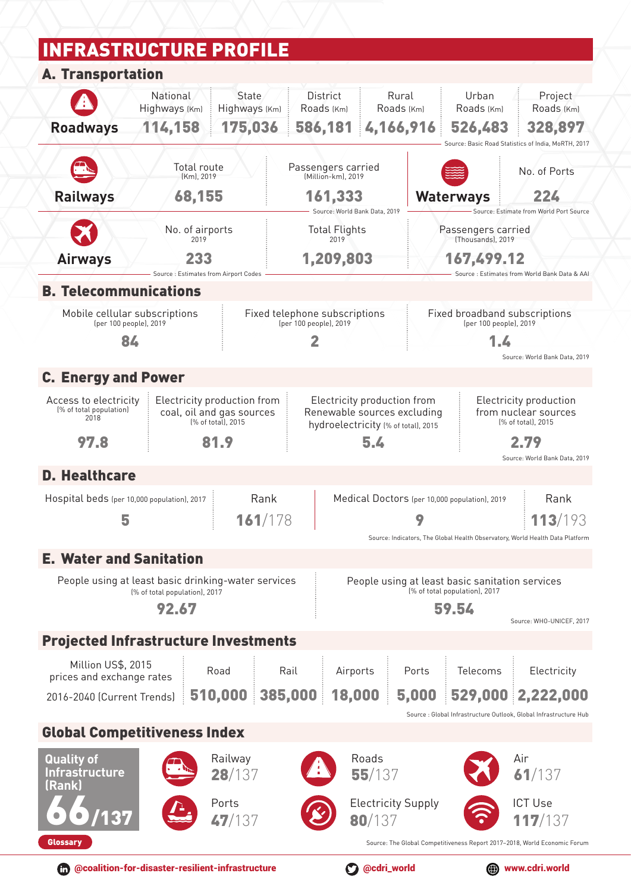# INFRASTRUCTURE PROFILE

## A. Transportation

**Roadways**

| National Highways (Km) | State Highways (Km) | District Roads (Km) | Rural Roads (Km) | Urban Roads (Km) | Project Roads (Km) |
|---|---|---|---|---|---|
| 114,158 | 175,036 | 586,181 | 4,166,916 | 526,483 | 328,897 |

Source: Basic Road Statistics of India, MoRTH, 2017

**Railways**

| Total route (Km), 2019 | Passengers carried (Million-km), 2019 |
|---|---|
| 68,155 | 161,333 |

Source: World Bank Data, 2019

**Waterways**

| No. of Ports |
|---|
| 224 |

Source: Estimate from World Port Source

**Airways**

| No. of airports 2019 | Total Flights 2019 | Passengers carried (Thousands), 2019 |
|---|---|---|
| 233 | 1,209,803 | 167,499.12 |

Source : Estimates from Airport Codes

Source : Estimates from World Bank Data & AAI

## B. Telecommunications

| Mobile cellular subscriptions (per 100 people), 2019 | Fixed telephone subscriptions (per 100 people), 2019 | Fixed broadband subscriptions (per 100 people), 2019 |
|---|---|---|
| 84 | 2 | 1.4 |

Source: World Bank Data, 2019

## C. Energy and Power

| Access to electricity (% of total population) 2018 | Electricity production from coal, oil and gas sources (% of total), 2015 | Electricity production from Renewable sources excluding hydroelectricity (% of total), 2015 | Electricity production from nuclear sources (% of total), 2015 |
|---|---|---|---|
| 97.8 | 81.9 | 5.4 | 2.79 |

Source: World Bank Data, 2019

## D. Healthcare

| Hospital beds (per 10,000 population), 2017 | Rank | Medical Doctors (per 10,000 population), 2019 | Rank |
|---|---|---|---|
| 5 | 161/178 | 9 | 113/193 |

Source: Indicators, The Global Health Observatory, World Health Data Platform

## E. Water and Sanitation

| People using at least basic drinking-water services (% of total population), 2017 | People using at least basic sanitation services (% of total population), 2017 |
|---|---|
| 92.67 | 59.54 |

Source: WHO-UNICEF, 2017

## Projected Infrastructure Investments

| Million US$, 2015 prices and exchange rates | Road | Rail | Airports | Ports | Telecoms | Electricity |
|---|---|---|---|---|---|---|
| 2016-2040 (Current Trends) | 510,000 | 385,000 | 18,000 | 5,000 | 529,000 | 2,222,000 |

Source : Global Infrastructure Outlook, Global Infrastructure Hub

## Global Competitiveness Index

**Quality of Infrastructure (Rank)**

**66/137**

| Railway | Roads | Air |
|---|---|---|
| 28/137 | 55/137 | 61/137 |

| Ports | Electricity Supply | ICT Use |
|---|---|---|
| 47/137 | 80/137 | 117/137 |

Glossary

Source: The Global Competitiveness Report 2017–2018, World Economic Forum

@coalition-for-disaster-resilient-infrastructure

@cdri_world

www.cdri.world